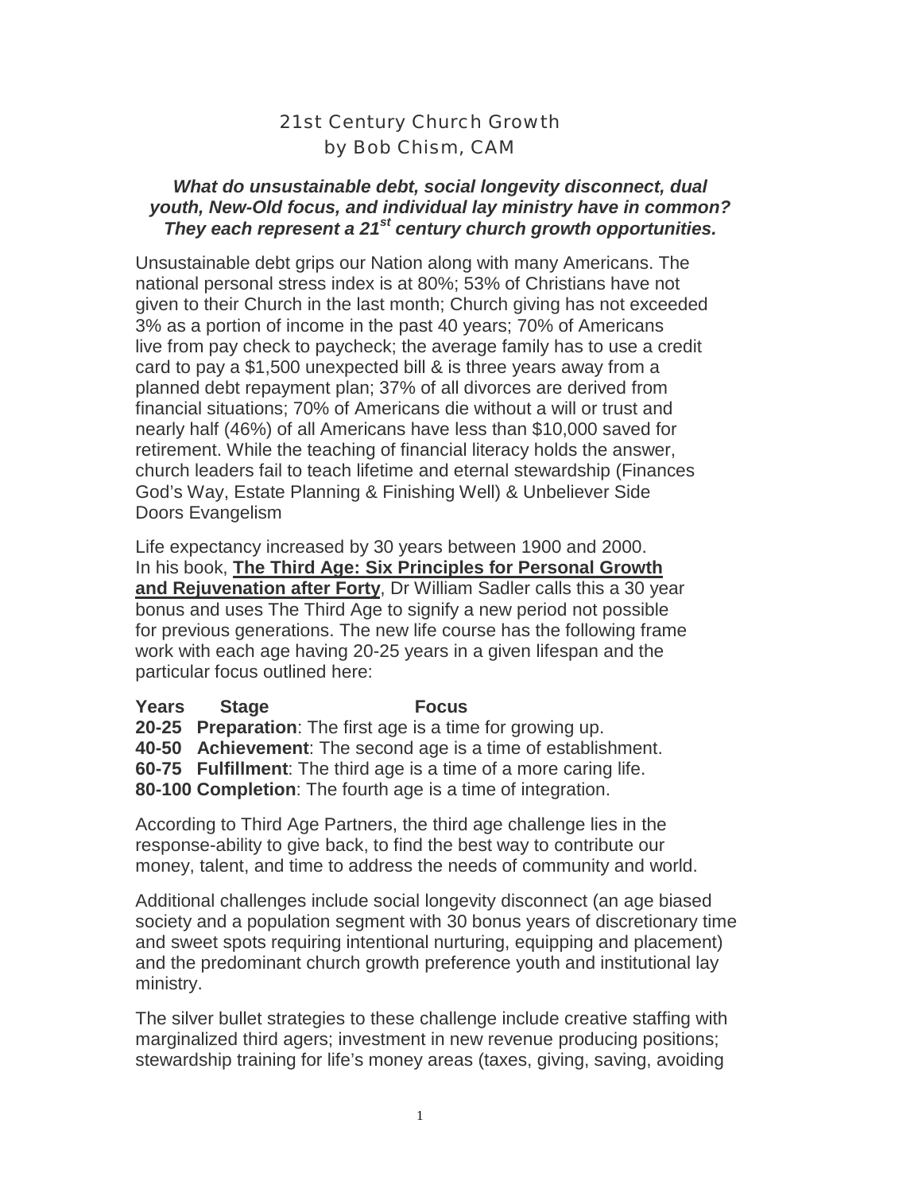# 21st Century Church Growth
## by Bob Chism, CAM

***What do unsustainable debt, social longevity disconnect, dual youth, New-Old focus, and individual lay ministry have in common? They each represent a 21st century church growth opportunities.***

Unsustainable debt grips our Nation along with many Americans. The national personal stress index is at 80%; 53% of Christians have not given to their Church in the last month; Church giving has not exceeded 3% as a portion of income in the past 40 years; 70% of Americans live from pay check to paycheck; the average family has to use a credit card to pay a $1,500 unexpected bill & is three years away from a planned debt repayment plan; 37% of all divorces are derived from financial situations; 70% of Americans die without a will or trust and nearly half (46%) of all Americans have less than $10,000 saved for retirement. While the teaching of financial literacy holds the answer, church leaders fail to teach lifetime and eternal stewardship (Finances God's Way, Estate Planning & Finishing Well) & Unbeliever Side Doors Evangelism

Life expectancy increased by 30 years between 1900 and 2000. In his book, **The Third Age: Six Principles for Personal Growth and Rejuvenation after Forty**, Dr William Sadler calls this a 30 year bonus and uses The Third Age to signify a new period not possible for previous generations. The new life course has the following frame work with each age having 20-25 years in a given lifespan and the particular focus outlined here:

| Years | Stage | Focus |
|---|---|---|
| **20-25** | **Preparation** | The first age is a time for growing up. |
| **40-50** | **Achievement** | The second age is a time of establishment. |
| **60-75** | **Fulfillment** | The third age is a time of a more caring life. |
| **80-100** | **Completion** | The fourth age is a time of integration. |

According to Third Age Partners, the third age challenge lies in the response-ability to give back, to find the best way to contribute our money, talent, and time to address the needs of community and world.

Additional challenges include social longevity disconnect (an age biased society and a population segment with 30 bonus years of discretionary time and sweet spots requiring intentional nurturing, equipping and placement) and the predominant church growth preference youth and institutional lay ministry.

The silver bullet strategies to these challenge include creative staffing with marginalized third agers; investment in new revenue producing positions; stewardship training for life's money areas (taxes, giving, saving, avoiding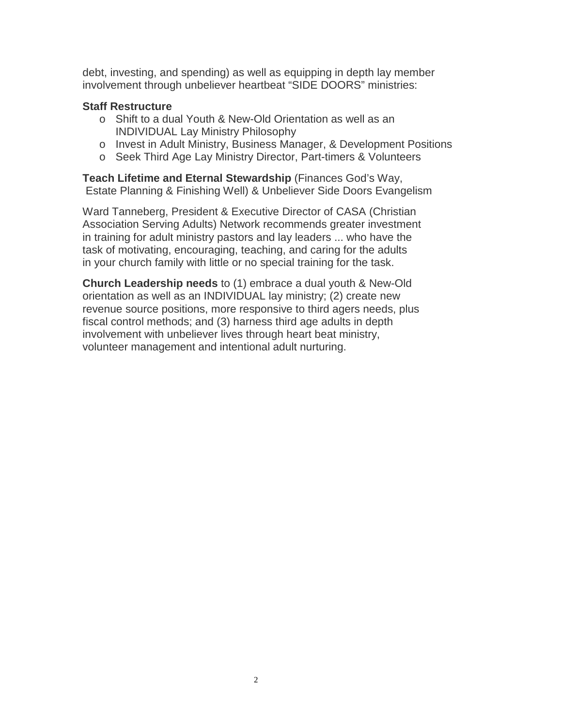debt, investing, and spending) as well as equipping in depth lay member involvement through unbeliever heartbeat "SIDE DOORS" ministries:

**Staff Restructure**

- Shift to a dual Youth & New-Old Orientation as well as an INDIVIDUAL Lay Ministry Philosophy
- Invest in Adult Ministry, Business Manager, & Development Positions
- Seek Third Age Lay Ministry Director, Part-timers & Volunteers

**Teach Lifetime and Eternal Stewardship** (Finances God's Way, Estate Planning & Finishing Well) & Unbeliever Side Doors Evangelism

Ward Tanneberg, President & Executive Director of CASA (Christian Association Serving Adults) Network recommends greater investment in training for adult ministry pastors and lay leaders ... who have the task of motivating, encouraging, teaching, and caring for the adults in your church family with little or no special training for the task.

**Church Leadership needs** to (1) embrace a dual youth & New-Old orientation as well as an INDIVIDUAL lay ministry; (2) create new revenue source positions, more responsive to third agers needs, plus fiscal control methods; and (3) harness third age adults in depth involvement with unbeliever lives through heart beat ministry, volunteer management and intentional adult nurturing.